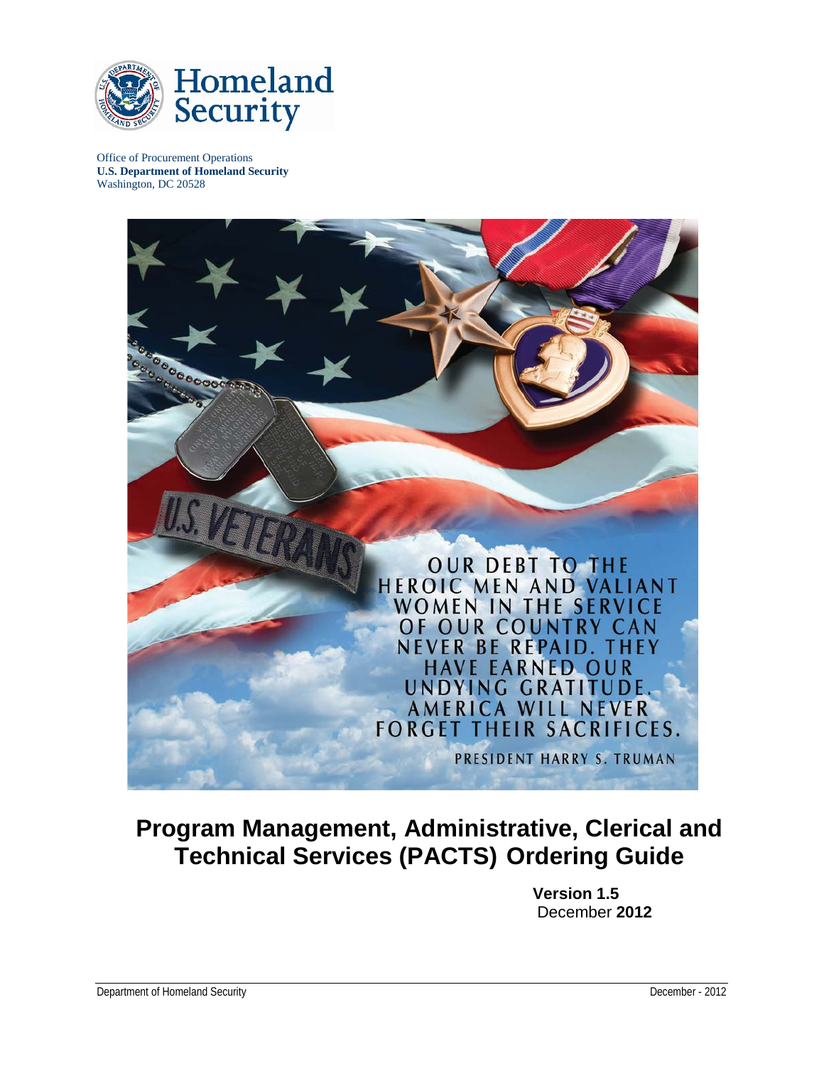Homeland Security

Office of Procurement Operations
**U.S. Department of Homeland Security**
Washington, DC 20528

OUR DEBT TO THE HEROIC MEN AND VALIANT WOMEN IN THE SERVICE OF OUR COUNTRY CAN NEVER BE REPAID. THEY HAVE EARNED OUR UNDYING GRATITUDE. AMERICA WILL NEVER FORGET THEIR SACRIFICES.

PRESIDENT HARRY S. TRUMAN

# Program Management, Administrative, Clerical and Technical Services (PACTS) Ordering Guide

**Version 1.5**
December **2012**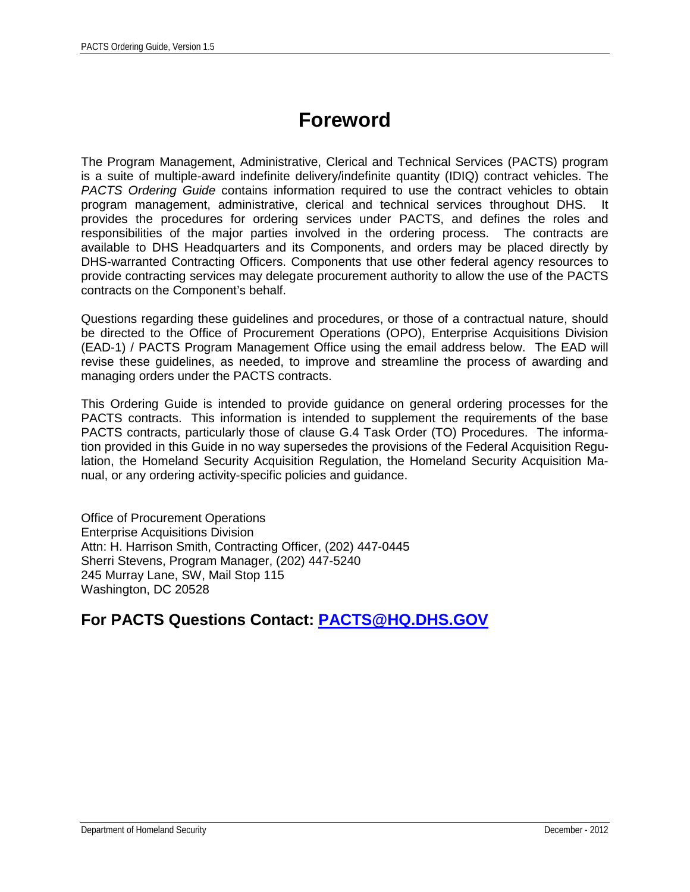# Foreword

The Program Management, Administrative, Clerical and Technical Services (PACTS) program is a suite of multiple-award indefinite delivery/indefinite quantity (IDIQ) contract vehicles. The *PACTS Ordering Guide* contains information required to use the contract vehicles to obtain program management, administrative, clerical and technical services throughout DHS. It provides the procedures for ordering services under PACTS, and defines the roles and responsibilities of the major parties involved in the ordering process. The contracts are available to DHS Headquarters and its Components, and orders may be placed directly by DHS-warranted Contracting Officers. Components that use other federal agency resources to provide contracting services may delegate procurement authority to allow the use of the PACTS contracts on the Component's behalf.

Questions regarding these guidelines and procedures, or those of a contractual nature, should be directed to the Office of Procurement Operations (OPO), Enterprise Acquisitions Division (EAD-1) / PACTS Program Management Office using the email address below. The EAD will revise these guidelines, as needed, to improve and streamline the process of awarding and managing orders under the PACTS contracts.

This Ordering Guide is intended to provide guidance on general ordering processes for the PACTS contracts. This information is intended to supplement the requirements of the base PACTS contracts, particularly those of clause G.4 Task Order (TO) Procedures. The information provided in this Guide in no way supersedes the provisions of the Federal Acquisition Regulation, the Homeland Security Acquisition Regulation, the Homeland Security Acquisition Manual, or any ordering activity-specific policies and guidance.

Office of Procurement Operations
Enterprise Acquisitions Division
Attn: H. Harrison Smith, Contracting Officer, (202) 447-0445
Sherri Stevens, Program Manager, (202) 447-5240
245 Murray Lane, SW, Mail Stop 115
Washington, DC 20528

## For PACTS Questions Contact: PACTS@HQ.DHS.GOV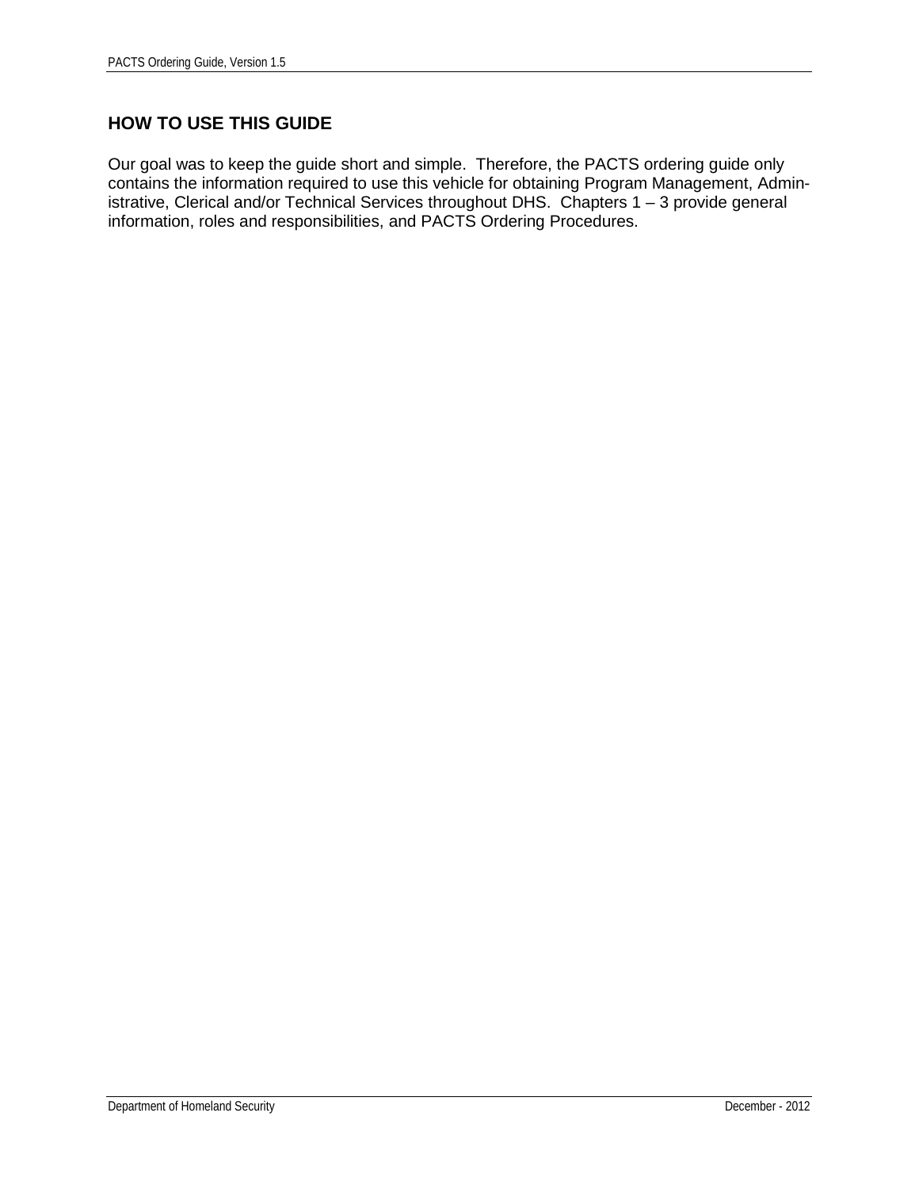## HOW TO USE THIS GUIDE

Our goal was to keep the guide short and simple. Therefore, the PACTS ordering guide only contains the information required to use this vehicle for obtaining Program Management, Administrative, Clerical and/or Technical Services throughout DHS. Chapters 1 – 3 provide general information, roles and responsibilities, and PACTS Ordering Procedures.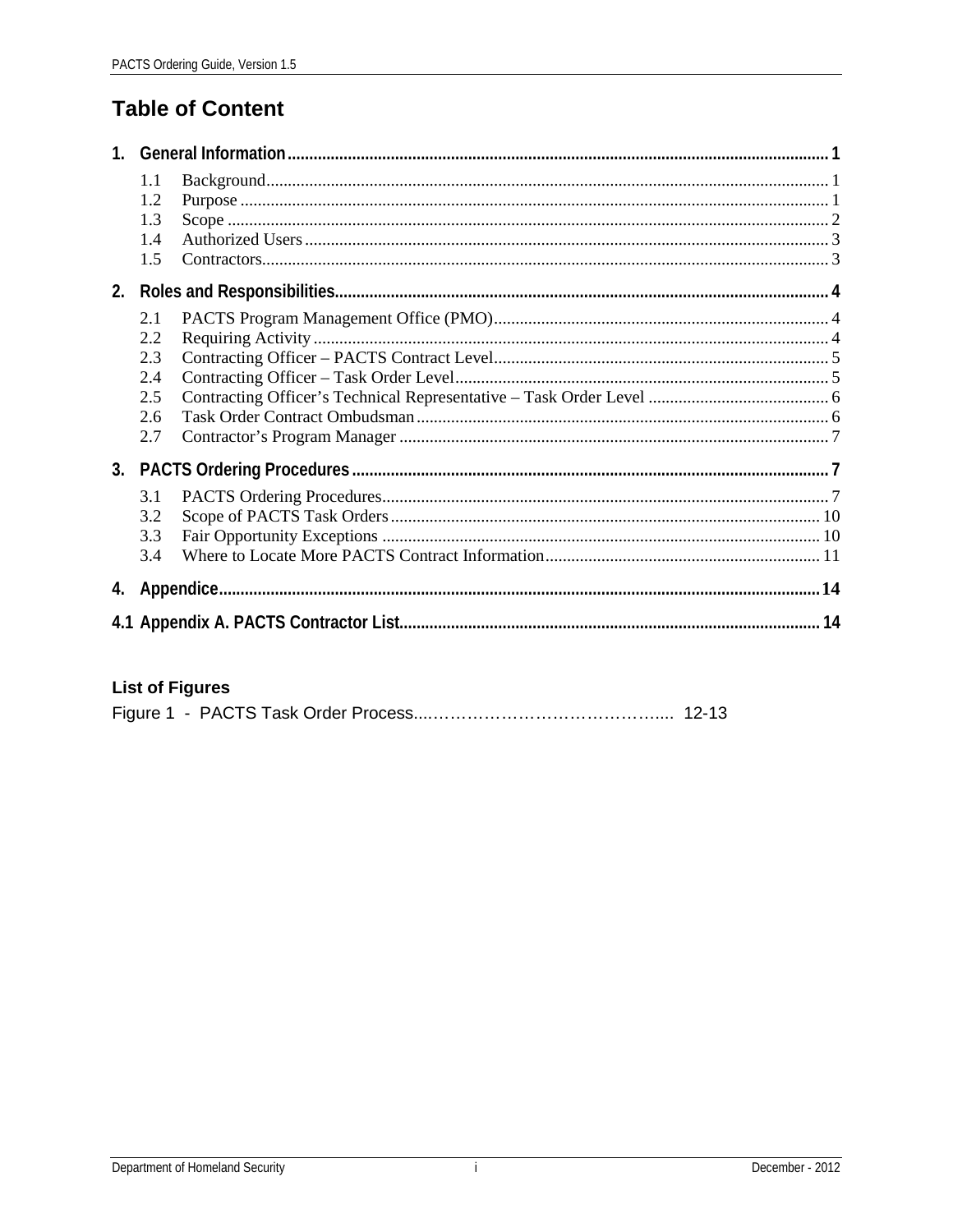# Table of Content

**1. General Information** ..... **1**

- 1.1 Background ..... 1
- 1.2 Purpose ..... 1
- 1.3 Scope ..... 2
- 1.4 Authorized Users ..... 3
- 1.5 Contractors ..... 3

**2. Roles and Responsibilities** ..... **4**

- 2.1 PACTS Program Management Office (PMO) ..... 4
- 2.2 Requiring Activity ..... 4
- 2.3 Contracting Officer – PACTS Contract Level ..... 5
- 2.4 Contracting Officer – Task Order Level ..... 5
- 2.5 Contracting Officer's Technical Representative – Task Order Level ..... 6
- 2.6 Task Order Contract Ombudsman ..... 6
- 2.7 Contractor's Program Manager ..... 7

**3. PACTS Ordering Procedures** ..... **7**

- 3.1 PACTS Ordering Procedures ..... 7
- 3.2 Scope of PACTS Task Orders ..... 10
- 3.3 Fair Opportunity Exceptions ..... 10
- 3.4 Where to Locate More PACTS Contract Information ..... 11

**4. Appendice** ..... **14**

**4.1 Appendix A. PACTS Contractor List** ..... **14**

### List of Figures

Figure 1 - PACTS Task Order Process..... 12-13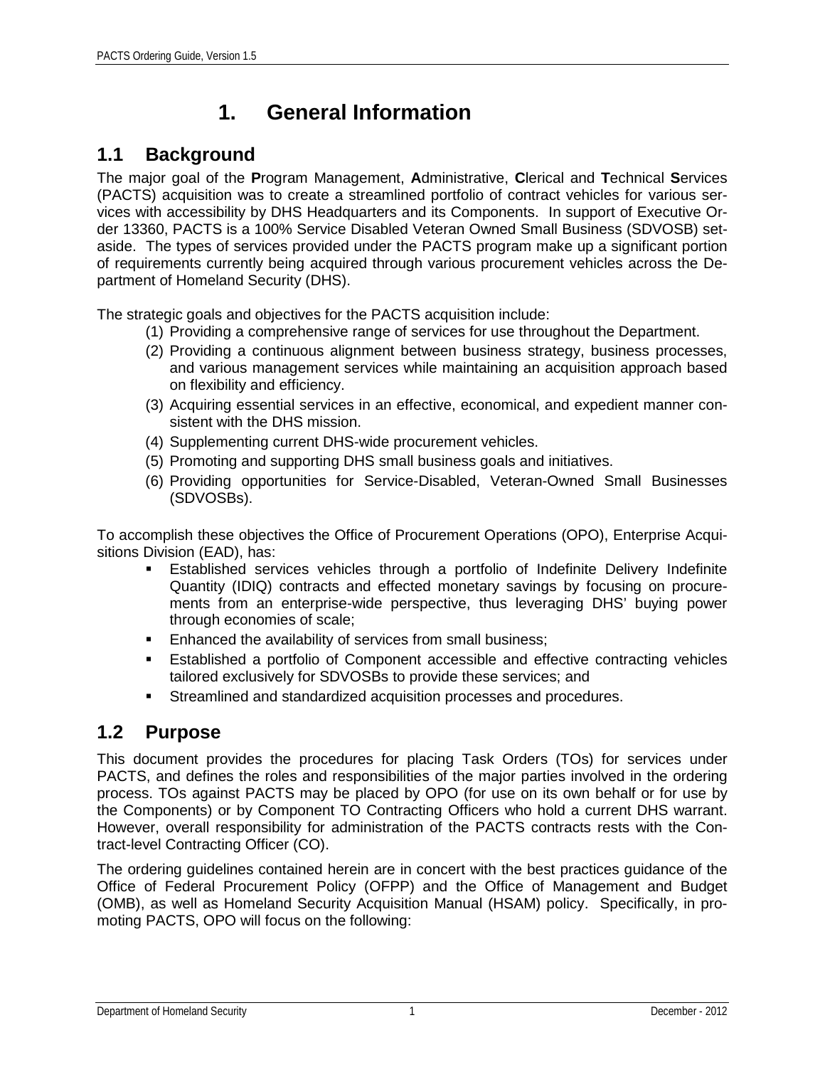# 1. General Information

## 1.1 Background

The major goal of the **P**rogram Management, **A**dministrative, **C**lerical and **T**echnical **S**ervices (PACTS) acquisition was to create a streamlined portfolio of contract vehicles for various services with accessibility by DHS Headquarters and its Components. In support of Executive Order 13360, PACTS is a 100% Service Disabled Veteran Owned Small Business (SDVOSB) set-aside. The types of services provided under the PACTS program make up a significant portion of requirements currently being acquired through various procurement vehicles across the Department of Homeland Security (DHS).

The strategic goals and objectives for the PACTS acquisition include:

(1) Providing a comprehensive range of services for use throughout the Department.
(2) Providing a continuous alignment between business strategy, business processes, and various management services while maintaining an acquisition approach based on flexibility and efficiency.
(3) Acquiring essential services in an effective, economical, and expedient manner consistent with the DHS mission.
(4) Supplementing current DHS-wide procurement vehicles.
(5) Promoting and supporting DHS small business goals and initiatives.
(6) Providing opportunities for Service-Disabled, Veteran-Owned Small Businesses (SDVOSBs).

To accomplish these objectives the Office of Procurement Operations (OPO), Enterprise Acquisitions Division (EAD), has:

- Established services vehicles through a portfolio of Indefinite Delivery Indefinite Quantity (IDIQ) contracts and effected monetary savings by focusing on procurements from an enterprise-wide perspective, thus leveraging DHS' buying power through economies of scale;
- Enhanced the availability of services from small business;
- Established a portfolio of Component accessible and effective contracting vehicles tailored exclusively for SDVOSBs to provide these services; and
- Streamlined and standardized acquisition processes and procedures.

## 1.2 Purpose

This document provides the procedures for placing Task Orders (TOs) for services under PACTS, and defines the roles and responsibilities of the major parties involved in the ordering process. TOs against PACTS may be placed by OPO (for use on its own behalf or for use by the Components) or by Component TO Contracting Officers who hold a current DHS warrant. However, overall responsibility for administration of the PACTS contracts rests with the Contract-level Contracting Officer (CO).

The ordering guidelines contained herein are in concert with the best practices guidance of the Office of Federal Procurement Policy (OFPP) and the Office of Management and Budget (OMB), as well as Homeland Security Acquisition Manual (HSAM) policy. Specifically, in promoting PACTS, OPO will focus on the following: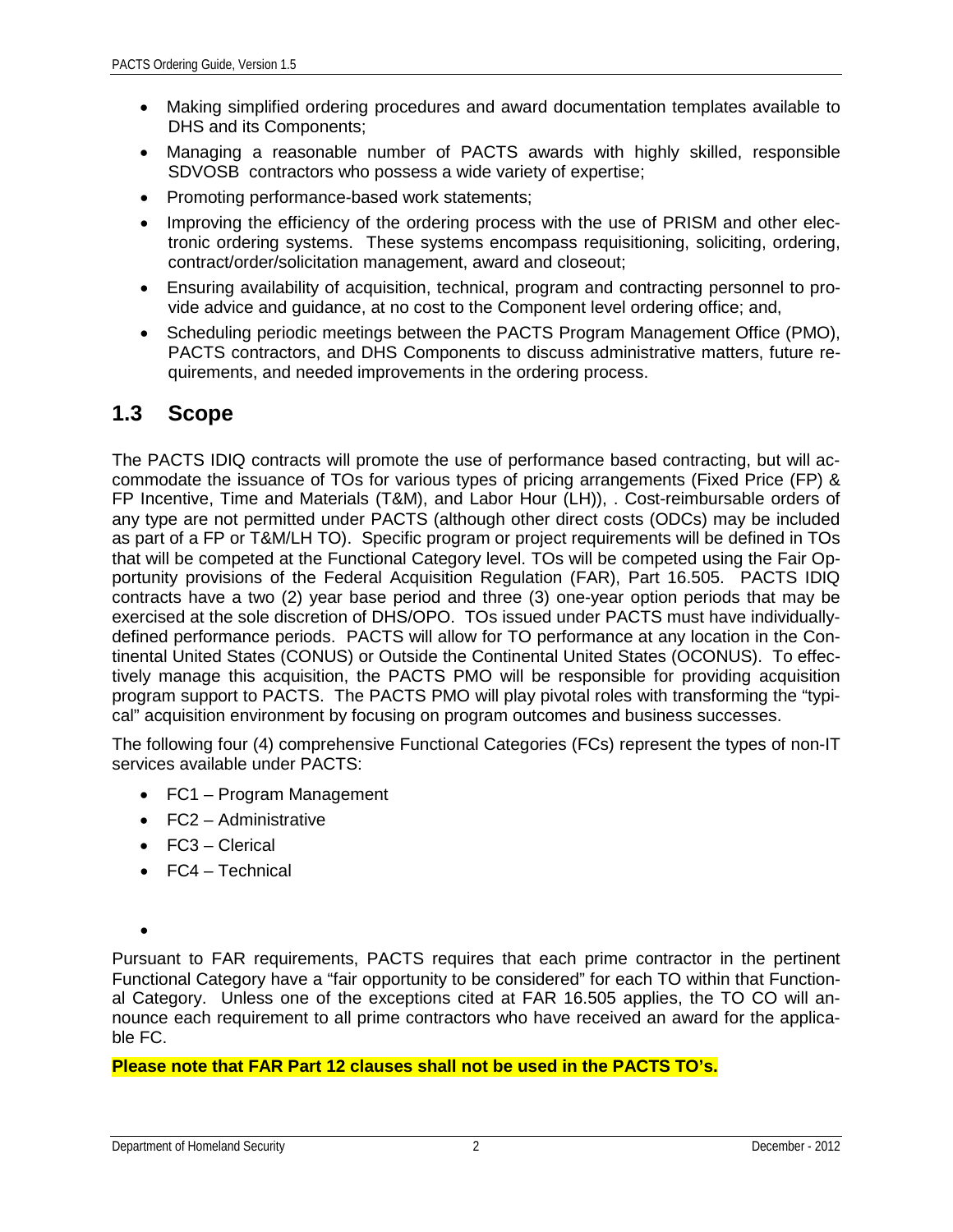- Making simplified ordering procedures and award documentation templates available to DHS and its Components;
- Managing a reasonable number of PACTS awards with highly skilled, responsible SDVOSB contractors who possess a wide variety of expertise;
- Promoting performance-based work statements;
- Improving the efficiency of the ordering process with the use of PRISM and other electronic ordering systems. These systems encompass requisitioning, soliciting, ordering, contract/order/solicitation management, award and closeout;
- Ensuring availability of acquisition, technical, program and contracting personnel to provide advice and guidance, at no cost to the Component level ordering office; and,
- Scheduling periodic meetings between the PACTS Program Management Office (PMO), PACTS contractors, and DHS Components to discuss administrative matters, future requirements, and needed improvements in the ordering process.

## 1.3 Scope

The PACTS IDIQ contracts will promote the use of performance based contracting, but will accommodate the issuance of TOs for various types of pricing arrangements (Fixed Price (FP) & FP Incentive, Time and Materials (T&M), and Labor Hour (LH)), . Cost-reimbursable orders of any type are not permitted under PACTS (although other direct costs (ODCs) may be included as part of a FP or T&M/LH TO). Specific program or project requirements will be defined in TOs that will be competed at the Functional Category level. TOs will be competed using the Fair Opportunity provisions of the Federal Acquisition Regulation (FAR), Part 16.505. PACTS IDIQ contracts have a two (2) year base period and three (3) one-year option periods that may be exercised at the sole discretion of DHS/OPO. TOs issued under PACTS must have individually-defined performance periods. PACTS will allow for TO performance at any location in the Continental United States (CONUS) or Outside the Continental United States (OCONUS). To effectively manage this acquisition, the PACTS PMO will be responsible for providing acquisition program support to PACTS. The PACTS PMO will play pivotal roles with transforming the "typical" acquisition environment by focusing on program outcomes and business successes.

The following four (4) comprehensive Functional Categories (FCs) represent the types of non-IT services available under PACTS:

- FC1 – Program Management
- FC2 – Administrative
- FC3 – Clerical
- FC4 – Technical

Pursuant to FAR requirements, PACTS requires that each prime contractor in the pertinent Functional Category have a "fair opportunity to be considered" for each TO within that Functional Category. Unless one of the exceptions cited at FAR 16.505 applies, the TO CO will announce each requirement to all prime contractors who have received an award for the applicable FC.

**Please note that FAR Part 12 clauses shall not be used in the PACTS TO's.**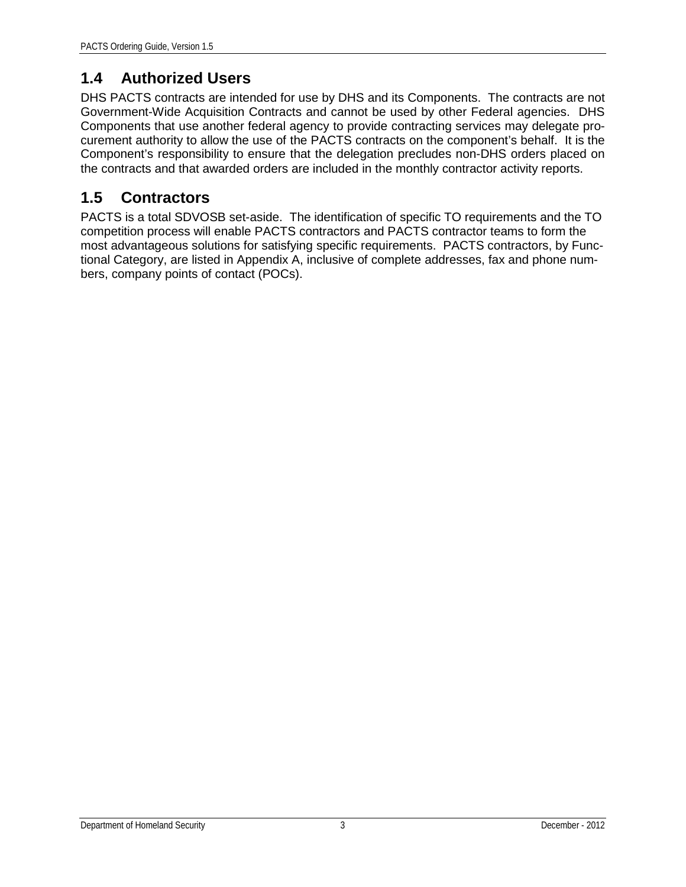## 1.4 Authorized Users

DHS PACTS contracts are intended for use by DHS and its Components. The contracts are not Government-Wide Acquisition Contracts and cannot be used by other Federal agencies. DHS Components that use another federal agency to provide contracting services may delegate procurement authority to allow the use of the PACTS contracts on the component's behalf. It is the Component's responsibility to ensure that the delegation precludes non-DHS orders placed on the contracts and that awarded orders are included in the monthly contractor activity reports.

## 1.5 Contractors

PACTS is a total SDVOSB set-aside. The identification of specific TO requirements and the TO competition process will enable PACTS contractors and PACTS contractor teams to form the most advantageous solutions for satisfying specific requirements. PACTS contractors, by Functional Category, are listed in Appendix A, inclusive of complete addresses, fax and phone numbers, company points of contact (POCs).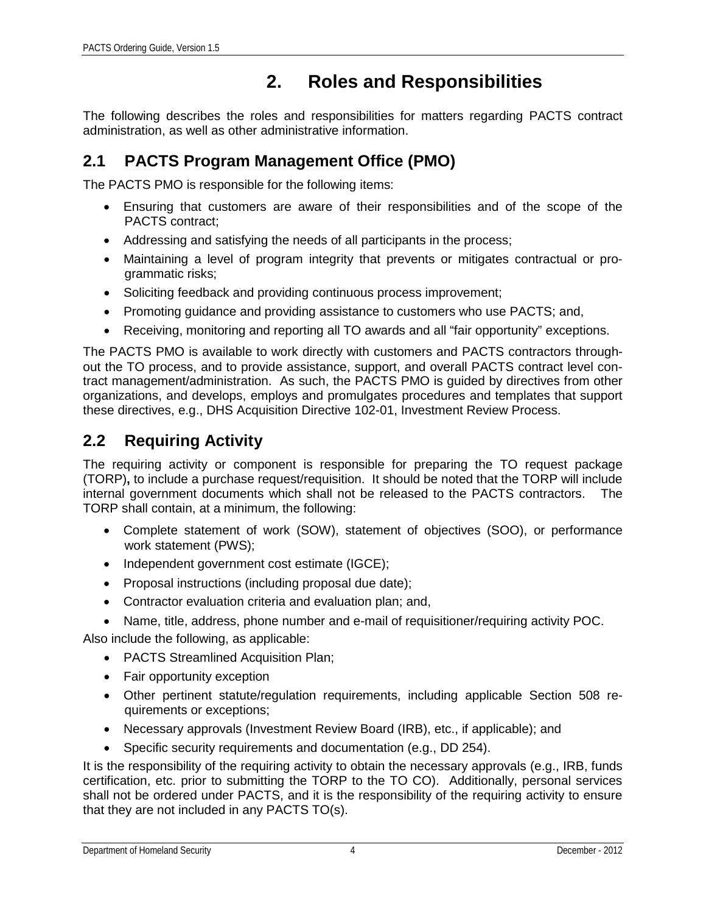# 2. Roles and Responsibilities

The following describes the roles and responsibilities for matters regarding PACTS contract administration, as well as other administrative information.

## 2.1 PACTS Program Management Office (PMO)

The PACTS PMO is responsible for the following items:

- Ensuring that customers are aware of their responsibilities and of the scope of the PACTS contract;
- Addressing and satisfying the needs of all participants in the process;
- Maintaining a level of program integrity that prevents or mitigates contractual or programmatic risks;
- Soliciting feedback and providing continuous process improvement;
- Promoting guidance and providing assistance to customers who use PACTS; and,
- Receiving, monitoring and reporting all TO awards and all "fair opportunity" exceptions.

The PACTS PMO is available to work directly with customers and PACTS contractors throughout the TO process, and to provide assistance, support, and overall PACTS contract level contract management/administration. As such, the PACTS PMO is guided by directives from other organizations, and develops, employs and promulgates procedures and templates that support these directives, e.g., DHS Acquisition Directive 102-01, Investment Review Process.

## 2.2 Requiring Activity

The requiring activity or component is responsible for preparing the TO request package (TORP)**,** to include a purchase request/requisition. It should be noted that the TORP will include internal government documents which shall not be released to the PACTS contractors. The TORP shall contain, at a minimum, the following:

- Complete statement of work (SOW), statement of objectives (SOO), or performance work statement (PWS);
- Independent government cost estimate (IGCE);
- Proposal instructions (including proposal due date);
- Contractor evaluation criteria and evaluation plan; and,
- Name, title, address, phone number and e-mail of requisitioner/requiring activity POC.

Also include the following, as applicable:

- PACTS Streamlined Acquisition Plan;
- Fair opportunity exception
- Other pertinent statute/regulation requirements, including applicable Section 508 requirements or exceptions;
- Necessary approvals (Investment Review Board (IRB), etc., if applicable); and
- Specific security requirements and documentation (e.g., DD 254).

It is the responsibility of the requiring activity to obtain the necessary approvals (e.g., IRB, funds certification, etc. prior to submitting the TORP to the TO CO). Additionally, personal services shall not be ordered under PACTS, and it is the responsibility of the requiring activity to ensure that they are not included in any PACTS TO(s).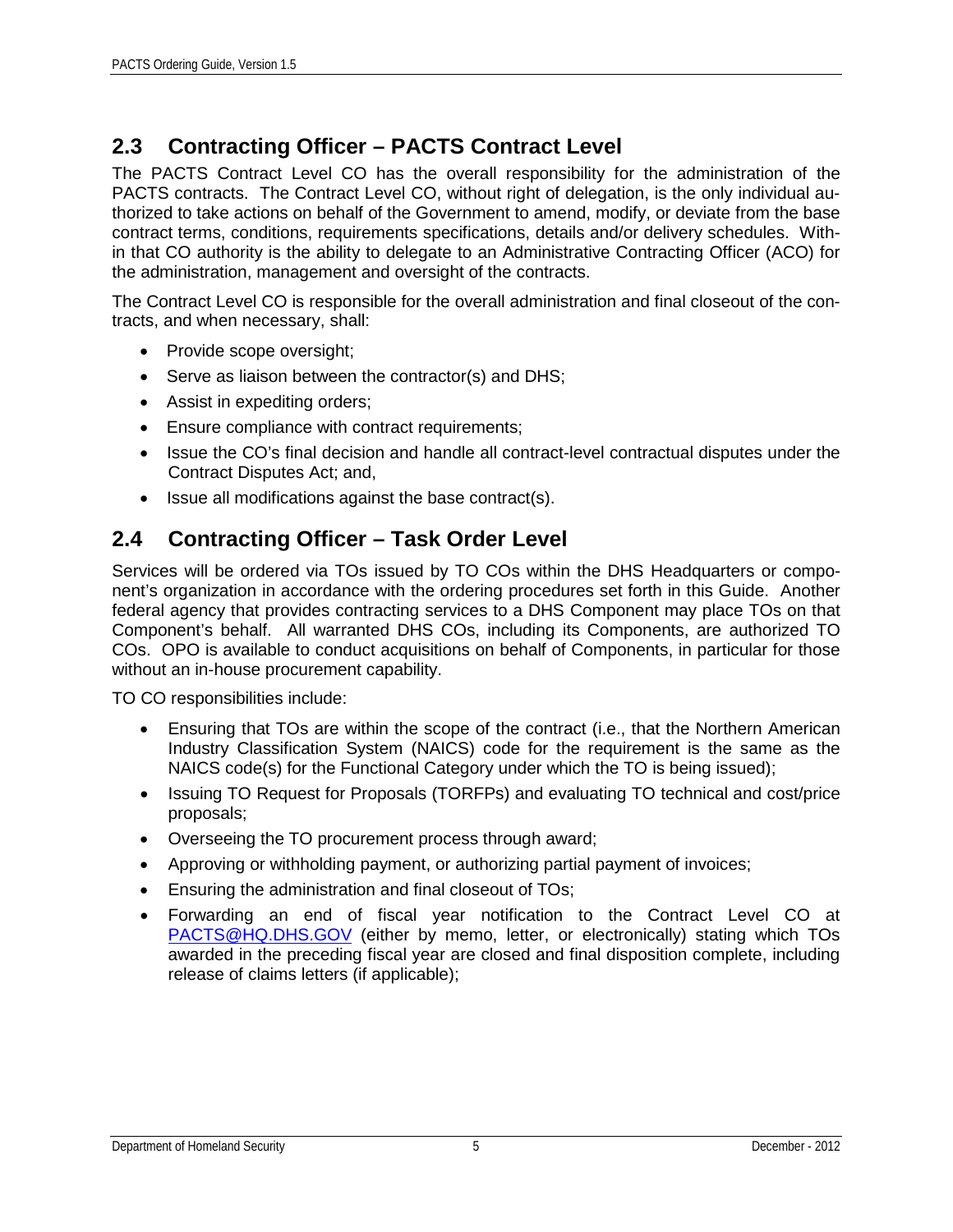## 2.3 Contracting Officer – PACTS Contract Level

The PACTS Contract Level CO has the overall responsibility for the administration of the PACTS contracts. The Contract Level CO, without right of delegation, is the only individual authorized to take actions on behalf of the Government to amend, modify, or deviate from the base contract terms, conditions, requirements specifications, details and/or delivery schedules. Within that CO authority is the ability to delegate to an Administrative Contracting Officer (ACO) for the administration, management and oversight of the contracts.

The Contract Level CO is responsible for the overall administration and final closeout of the contracts, and when necessary, shall:

- Provide scope oversight;
- Serve as liaison between the contractor(s) and DHS;
- Assist in expediting orders;
- Ensure compliance with contract requirements;
- Issue the CO's final decision and handle all contract-level contractual disputes under the Contract Disputes Act; and,
- Issue all modifications against the base contract(s).

## 2.4 Contracting Officer – Task Order Level

Services will be ordered via TOs issued by TO COs within the DHS Headquarters or component's organization in accordance with the ordering procedures set forth in this Guide. Another federal agency that provides contracting services to a DHS Component may place TOs on that Component's behalf. All warranted DHS COs, including its Components, are authorized TO COs. OPO is available to conduct acquisitions on behalf of Components, in particular for those without an in-house procurement capability.

TO CO responsibilities include:

- Ensuring that TOs are within the scope of the contract (i.e., that the Northern American Industry Classification System (NAICS) code for the requirement is the same as the NAICS code(s) for the Functional Category under which the TO is being issued);
- Issuing TO Request for Proposals (TORFPs) and evaluating TO technical and cost/price proposals;
- Overseeing the TO procurement process through award;
- Approving or withholding payment, or authorizing partial payment of invoices;
- Ensuring the administration and final closeout of TOs;
- Forwarding an end of fiscal year notification to the Contract Level CO at PACTS@HQ.DHS.GOV (either by memo, letter, or electronically) stating which TOs awarded in the preceding fiscal year are closed and final disposition complete, including release of claims letters (if applicable);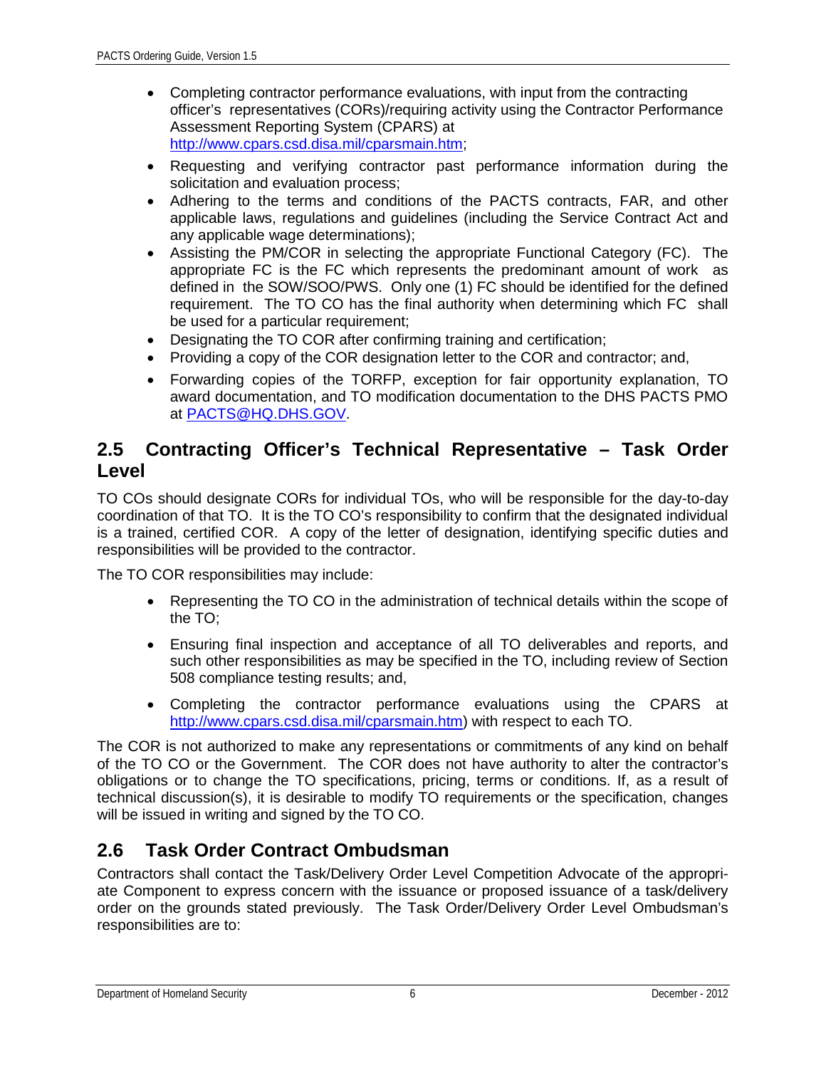- Completing contractor performance evaluations, with input from the contracting officer's representatives (CORs)/requiring activity using the Contractor Performance Assessment Reporting System (CPARS) at http://www.cpars.csd.disa.mil/cparsmain.htm;
- Requesting and verifying contractor past performance information during the solicitation and evaluation process;
- Adhering to the terms and conditions of the PACTS contracts, FAR, and other applicable laws, regulations and guidelines (including the Service Contract Act and any applicable wage determinations);
- Assisting the PM/COR in selecting the appropriate Functional Category (FC). The appropriate FC is the FC which represents the predominant amount of work as defined in the SOW/SOO/PWS. Only one (1) FC should be identified for the defined requirement. The TO CO has the final authority when determining which FC shall be used for a particular requirement;
- Designating the TO COR after confirming training and certification;
- Providing a copy of the COR designation letter to the COR and contractor; and,
- Forwarding copies of the TORFP, exception for fair opportunity explanation, TO award documentation, and TO modification documentation to the DHS PACTS PMO at PACTS@HQ.DHS.GOV.

## 2.5 Contracting Officer's Technical Representative – Task Order Level

TO COs should designate CORs for individual TOs, who will be responsible for the day-to-day coordination of that TO. It is the TO CO's responsibility to confirm that the designated individual is a trained, certified COR. A copy of the letter of designation, identifying specific duties and responsibilities will be provided to the contractor.

The TO COR responsibilities may include:

- Representing the TO CO in the administration of technical details within the scope of the TO;
- Ensuring final inspection and acceptance of all TO deliverables and reports, and such other responsibilities as may be specified in the TO, including review of Section 508 compliance testing results; and,
- Completing the contractor performance evaluations using the CPARS at http://www.cpars.csd.disa.mil/cparsmain.htm) with respect to each TO.

The COR is not authorized to make any representations or commitments of any kind on behalf of the TO CO or the Government. The COR does not have authority to alter the contractor's obligations or to change the TO specifications, pricing, terms or conditions. If, as a result of technical discussion(s), it is desirable to modify TO requirements or the specification, changes will be issued in writing and signed by the TO CO.

## 2.6 Task Order Contract Ombudsman

Contractors shall contact the Task/Delivery Order Level Competition Advocate of the appropriate Component to express concern with the issuance or proposed issuance of a task/delivery order on the grounds stated previously. The Task Order/Delivery Order Level Ombudsman's responsibilities are to: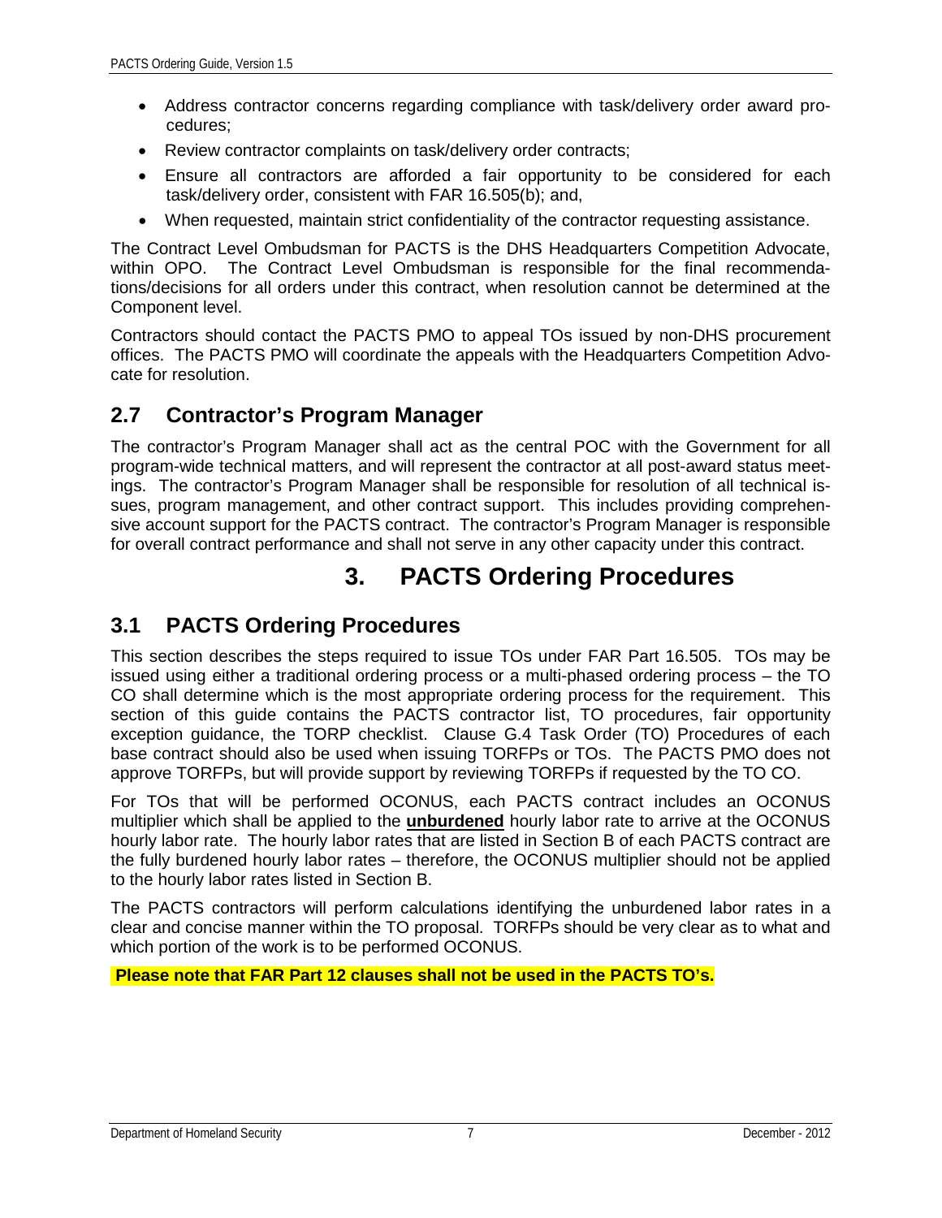- Address contractor concerns regarding compliance with task/delivery order award procedures;
- Review contractor complaints on task/delivery order contracts;
- Ensure all contractors are afforded a fair opportunity to be considered for each task/delivery order, consistent with FAR 16.505(b); and,
- When requested, maintain strict confidentiality of the contractor requesting assistance.

The Contract Level Ombudsman for PACTS is the DHS Headquarters Competition Advocate, within OPO. The Contract Level Ombudsman is responsible for the final recommendations/decisions for all orders under this contract, when resolution cannot be determined at the Component level.

Contractors should contact the PACTS PMO to appeal TOs issued by non-DHS procurement offices. The PACTS PMO will coordinate the appeals with the Headquarters Competition Advocate for resolution.

## 2.7 Contractor's Program Manager

The contractor's Program Manager shall act as the central POC with the Government for all program-wide technical matters, and will represent the contractor at all post-award status meetings. The contractor's Program Manager shall be responsible for resolution of all technical issues, program management, and other contract support. This includes providing comprehensive account support for the PACTS contract. The contractor's Program Manager is responsible for overall contract performance and shall not serve in any other capacity under this contract.

# 3. PACTS Ordering Procedures

## 3.1 PACTS Ordering Procedures

This section describes the steps required to issue TOs under FAR Part 16.505. TOs may be issued using either a traditional ordering process or a multi-phased ordering process – the TO CO shall determine which is the most appropriate ordering process for the requirement. This section of this guide contains the PACTS contractor list, TO procedures, fair opportunity exception guidance, the TORP checklist. Clause G.4 Task Order (TO) Procedures of each base contract should also be used when issuing TORFPs or TOs. The PACTS PMO does not approve TORFPs, but will provide support by reviewing TORFPs if requested by the TO CO.

For TOs that will be performed OCONUS, each PACTS contract includes an OCONUS multiplier which shall be applied to the **unburdened** hourly labor rate to arrive at the OCONUS hourly labor rate. The hourly labor rates that are listed in Section B of each PACTS contract are the fully burdened hourly labor rates – therefore, the OCONUS multiplier should not be applied to the hourly labor rates listed in Section B.

The PACTS contractors will perform calculations identifying the unburdened labor rates in a clear and concise manner within the TO proposal. TORFPs should be very clear as to what and which portion of the work is to be performed OCONUS.

**Please note that FAR Part 12 clauses shall not be used in the PACTS TO's.**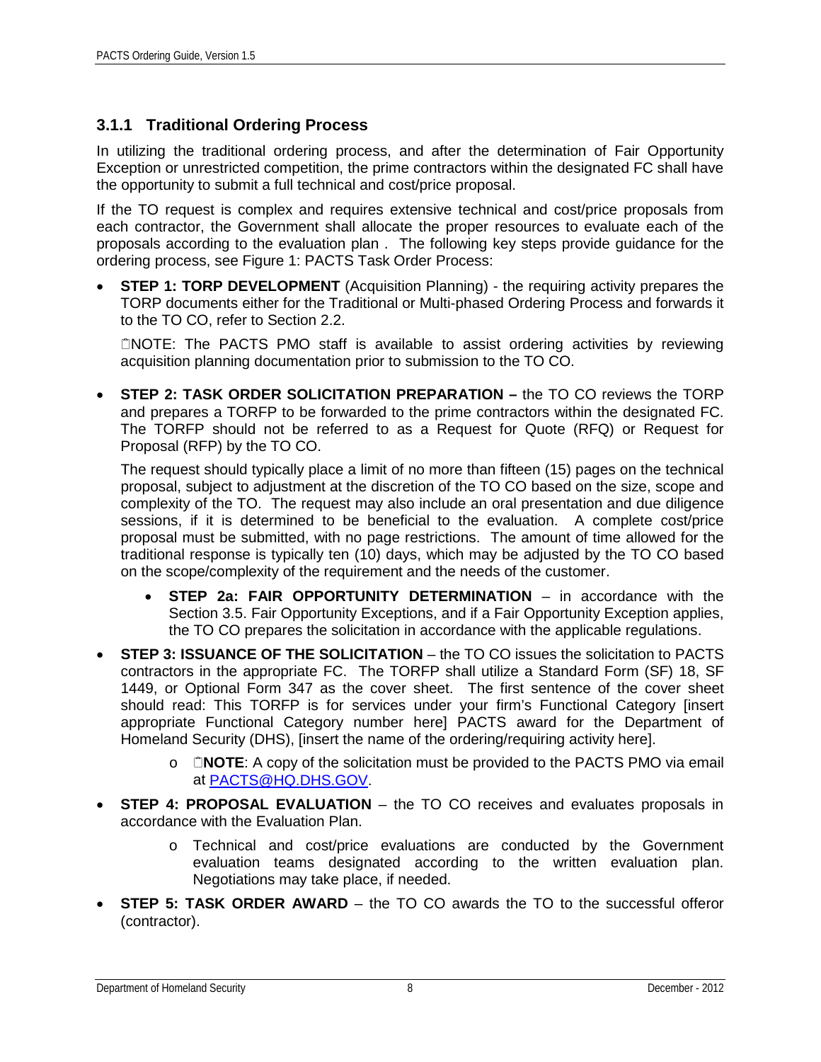### 3.1.1 Traditional Ordering Process

In utilizing the traditional ordering process, and after the determination of Fair Opportunity Exception or unrestricted competition, the prime contractors within the designated FC shall have the opportunity to submit a full technical and cost/price proposal.

If the TO request is complex and requires extensive technical and cost/price proposals from each contractor, the Government shall allocate the proper resources to evaluate each of the proposals according to the evaluation plan . The following key steps provide guidance for the ordering process, see Figure 1: PACTS Task Order Process:

- **STEP 1: TORP DEVELOPMENT** (Acquisition Planning) - the requiring activity prepares the TORP documents either for the Traditional or Multi-phased Ordering Process and forwards it to the TO CO, refer to Section 2.2.

  NOTE: The PACTS PMO staff is available to assist ordering activities by reviewing acquisition planning documentation prior to submission to the TO CO.

- **STEP 2: TASK ORDER SOLICITATION PREPARATION –** the TO CO reviews the TORP and prepares a TORFP to be forwarded to the prime contractors within the designated FC. The TORFP should not be referred to as a Request for Quote (RFQ) or Request for Proposal (RFP) by the TO CO.

  The request should typically place a limit of no more than fifteen (15) pages on the technical proposal, subject to adjustment at the discretion of the TO CO based on the size, scope and complexity of the TO. The request may also include an oral presentation and due diligence sessions, if it is determined to be beneficial to the evaluation. A complete cost/price proposal must be submitted, with no page restrictions. The amount of time allowed for the traditional response is typically ten (10) days, which may be adjusted by the TO CO based on the scope/complexity of the requirement and the needs of the customer.

  - **STEP 2a: FAIR OPPORTUNITY DETERMINATION** – in accordance with the Section 3.5. Fair Opportunity Exceptions, and if a Fair Opportunity Exception applies, the TO CO prepares the solicitation in accordance with the applicable regulations.

- **STEP 3: ISSUANCE OF THE SOLICITATION** – the TO CO issues the solicitation to PACTS contractors in the appropriate FC. The TORFP shall utilize a Standard Form (SF) 18, SF 1449, or Optional Form 347 as the cover sheet. The first sentence of the cover sheet should read: This TORFP is for services under your firm's Functional Category [insert appropriate Functional Category number here] PACTS award for the Department of Homeland Security (DHS), [insert the name of the ordering/requiring activity here].

  - **NOTE**: A copy of the solicitation must be provided to the PACTS PMO via email at PACTS@HQ.DHS.GOV.

- **STEP 4: PROPOSAL EVALUATION** – the TO CO receives and evaluates proposals in accordance with the Evaluation Plan.

  - Technical and cost/price evaluations are conducted by the Government evaluation teams designated according to the written evaluation plan. Negotiations may take place, if needed.

- **STEP 5: TASK ORDER AWARD** – the TO CO awards the TO to the successful offeror (contractor).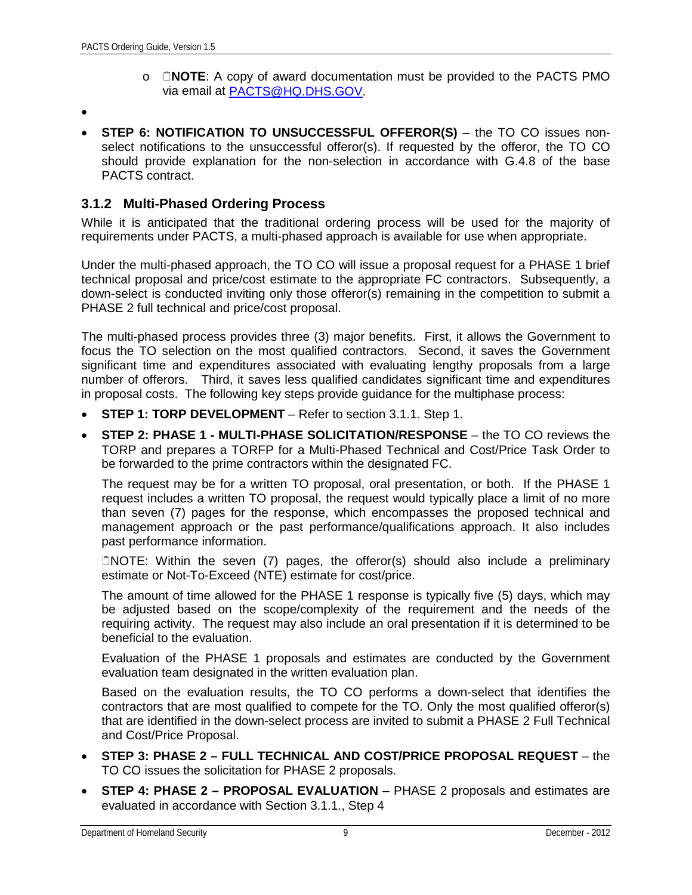- **NOTE**: A copy of award documentation must be provided to the PACTS PMO via email at PACTS@HQ.DHS.GOV.

- **STEP 6: NOTIFICATION TO UNSUCCESSFUL OFFEROR(S)** – the TO CO issues non-select notifications to the unsuccessful offeror(s). If requested by the offeror, the TO CO should provide explanation for the non-selection in accordance with G.4.8 of the base PACTS contract.

### 3.1.2 Multi-Phased Ordering Process

While it is anticipated that the traditional ordering process will be used for the majority of requirements under PACTS, a multi-phased approach is available for use when appropriate.

Under the multi-phased approach, the TO CO will issue a proposal request for a PHASE 1 brief technical proposal and price/cost estimate to the appropriate FC contractors. Subsequently, a down-select is conducted inviting only those offeror(s) remaining in the competition to submit a PHASE 2 full technical and price/cost proposal.

The multi-phased process provides three (3) major benefits. First, it allows the Government to focus the TO selection on the most qualified contractors. Second, it saves the Government significant time and expenditures associated with evaluating lengthy proposals from a large number of offerors. Third, it saves less qualified candidates significant time and expenditures in proposal costs. The following key steps provide guidance for the multiphase process:

- **STEP 1: TORP DEVELOPMENT** – Refer to section 3.1.1. Step 1.
- **STEP 2: PHASE 1 - MULTI-PHASE SOLICITATION/RESPONSE** – the TO CO reviews the TORP and prepares a TORFP for a Multi-Phased Technical and Cost/Price Task Order to be forwarded to the prime contractors within the designated FC.

  The request may be for a written TO proposal, oral presentation, or both. If the PHASE 1 request includes a written TO proposal, the request would typically place a limit of no more than seven (7) pages for the response, which encompasses the proposed technical and management approach or the past performance/qualifications approach. It also includes past performance information.

  NOTE: Within the seven (7) pages, the offeror(s) should also include a preliminary estimate or Not-To-Exceed (NTE) estimate for cost/price.

  The amount of time allowed for the PHASE 1 response is typically five (5) days, which may be adjusted based on the scope/complexity of the requirement and the needs of the requiring activity. The request may also include an oral presentation if it is determined to be beneficial to the evaluation.

  Evaluation of the PHASE 1 proposals and estimates are conducted by the Government evaluation team designated in the written evaluation plan.

  Based on the evaluation results, the TO CO performs a down-select that identifies the contractors that are most qualified to compete for the TO. Only the most qualified offeror(s) that are identified in the down-select process are invited to submit a PHASE 2 Full Technical and Cost/Price Proposal.

- **STEP 3: PHASE 2 – FULL TECHNICAL AND COST/PRICE PROPOSAL REQUEST** – the TO CO issues the solicitation for PHASE 2 proposals.
- **STEP 4: PHASE 2 – PROPOSAL EVALUATION** – PHASE 2 proposals and estimates are evaluated in accordance with Section 3.1.1., Step 4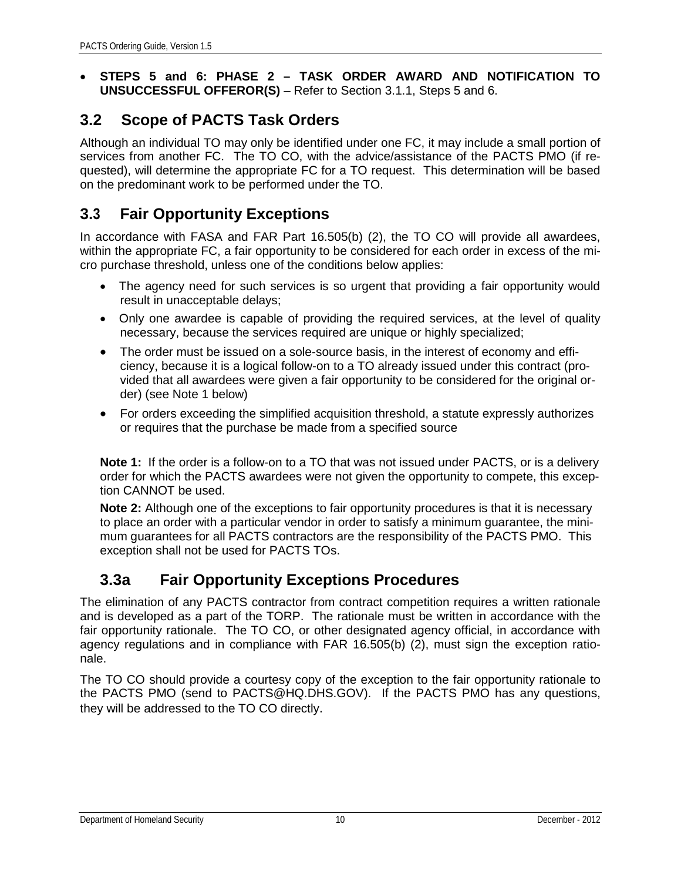- **STEPS 5 and 6: PHASE 2 – TASK ORDER AWARD AND NOTIFICATION TO UNSUCCESSFUL OFFEROR(S)** – Refer to Section 3.1.1, Steps 5 and 6.

## 3.2 Scope of PACTS Task Orders

Although an individual TO may only be identified under one FC, it may include a small portion of services from another FC. The TO CO, with the advice/assistance of the PACTS PMO (if requested), will determine the appropriate FC for a TO request. This determination will be based on the predominant work to be performed under the TO.

## 3.3 Fair Opportunity Exceptions

In accordance with FASA and FAR Part 16.505(b) (2), the TO CO will provide all awardees, within the appropriate FC, a fair opportunity to be considered for each order in excess of the micro purchase threshold, unless one of the conditions below applies:

- The agency need for such services is so urgent that providing a fair opportunity would result in unacceptable delays;
- Only one awardee is capable of providing the required services, at the level of quality necessary, because the services required are unique or highly specialized;
- The order must be issued on a sole-source basis, in the interest of economy and efficiency, because it is a logical follow-on to a TO already issued under this contract (provided that all awardees were given a fair opportunity to be considered for the original order) (see Note 1 below)
- For orders exceeding the simplified acquisition threshold, a statute expressly authorizes or requires that the purchase be made from a specified source

**Note 1:** If the order is a follow-on to a TO that was not issued under PACTS, or is a delivery order for which the PACTS awardees were not given the opportunity to compete, this exception CANNOT be used.

**Note 2:** Although one of the exceptions to fair opportunity procedures is that it is necessary to place an order with a particular vendor in order to satisfy a minimum guarantee, the minimum guarantees for all PACTS contractors are the responsibility of the PACTS PMO. This exception shall not be used for PACTS TOs.

### 3.3a Fair Opportunity Exceptions Procedures

The elimination of any PACTS contractor from contract competition requires a written rationale and is developed as a part of the TORP. The rationale must be written in accordance with the fair opportunity rationale. The TO CO, or other designated agency official, in accordance with agency regulations and in compliance with FAR 16.505(b) (2), must sign the exception rationale.

The TO CO should provide a courtesy copy of the exception to the fair opportunity rationale to the PACTS PMO (send to PACTS@HQ.DHS.GOV). If the PACTS PMO has any questions, they will be addressed to the TO CO directly.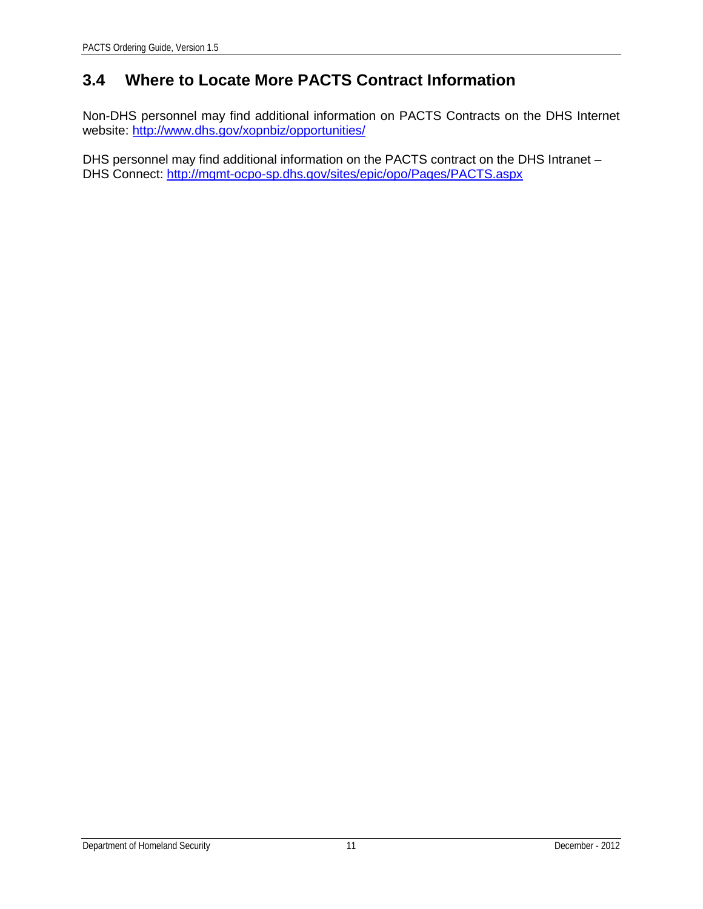## 3.4 Where to Locate More PACTS Contract Information

Non-DHS personnel may find additional information on PACTS Contracts on the DHS Internet website: http://www.dhs.gov/xopnbiz/opportunities/

DHS personnel may find additional information on the PACTS contract on the DHS Intranet – DHS Connect: http://mgmt-ocpo-sp.dhs.gov/sites/epic/opo/Pages/PACTS.aspx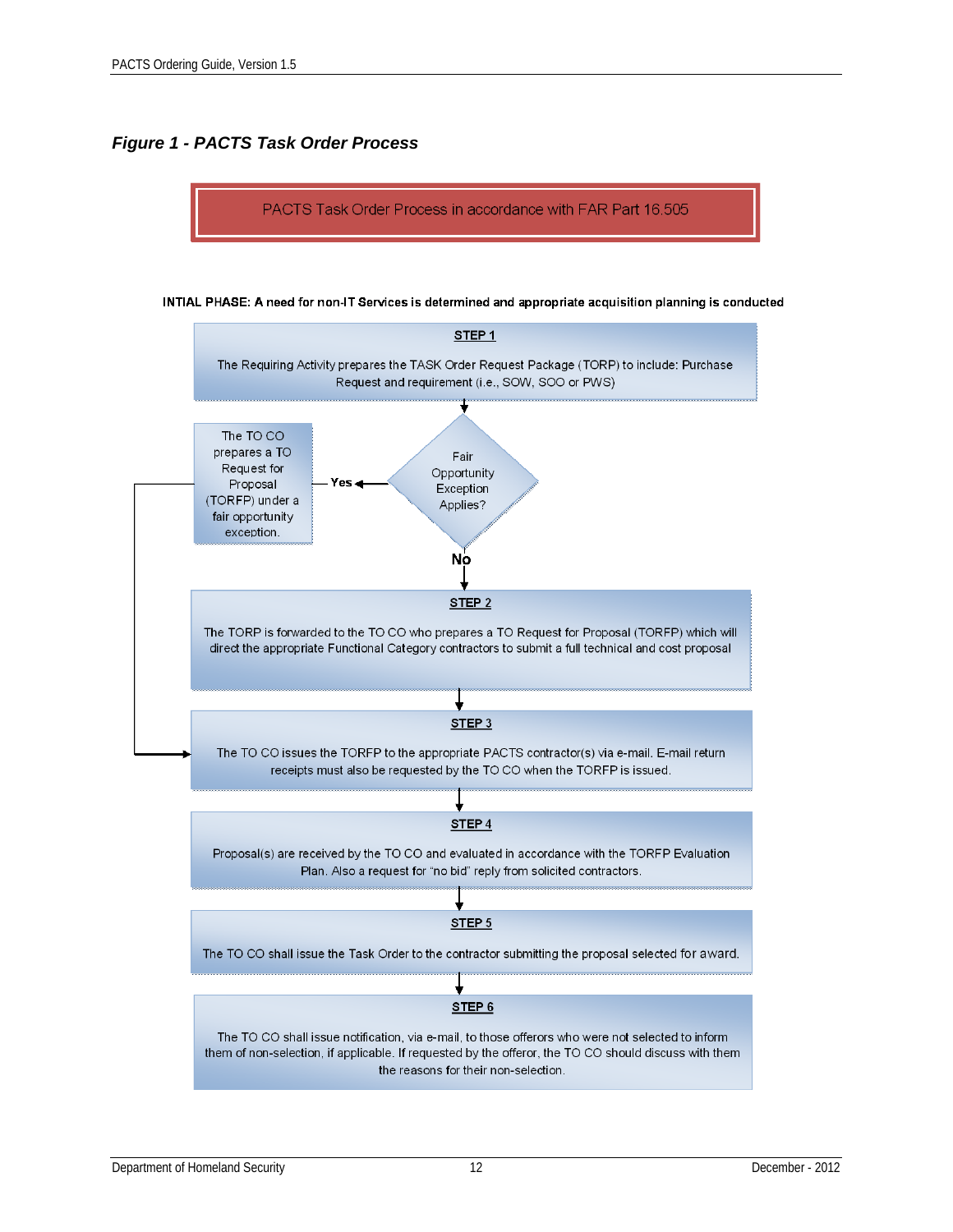*Figure 1 - PACTS Task Order Process*

**PACTS Task Order Process in accordance with FAR Part 16.505**

**INTIAL PHASE: A need for non-IT Services is determined and appropriate acquisition planning is conducted**

**STEP 1**

The Requiring Activity prepares the TASK Order Request Package (TORP) to include: Purchase Request and requirement (i.e., SOW, SOO or PWS)

**Fair Opportunity Exception Applies?**

- **Yes** → The TO CO prepares a TO Request for Proposal (TORFP) under a fair opportunity exception. (→ proceeds to STEP 3)
- **No** → STEP 2

**STEP 2**

The TORP is forwarded to the TO CO who prepares a TO Request for Proposal (TORFP) which will direct the appropriate Functional Category contractors to submit a full technical and cost proposal

**STEP 3**

The TO CO issues the TORFP to the appropriate PACTS contractor(s) via e-mail. E-mail return receipts must also be requested by the TO CO when the TORFP is issued.

**STEP 4**

Proposal(s) are received by the TO CO and evaluated in accordance with the TORFP Evaluation Plan. Also a request for "no bid" reply from solicited contractors.

**STEP 5**

The TO CO shall issue the Task Order to the contractor submitting the proposal selected for award.

**STEP 6**

The TO CO shall issue notification, via e-mail, to those offerors who were not selected to inform them of non-selection, if applicable. If requested by the offeror, the TO CO should discuss with them the reasons for their non-selection.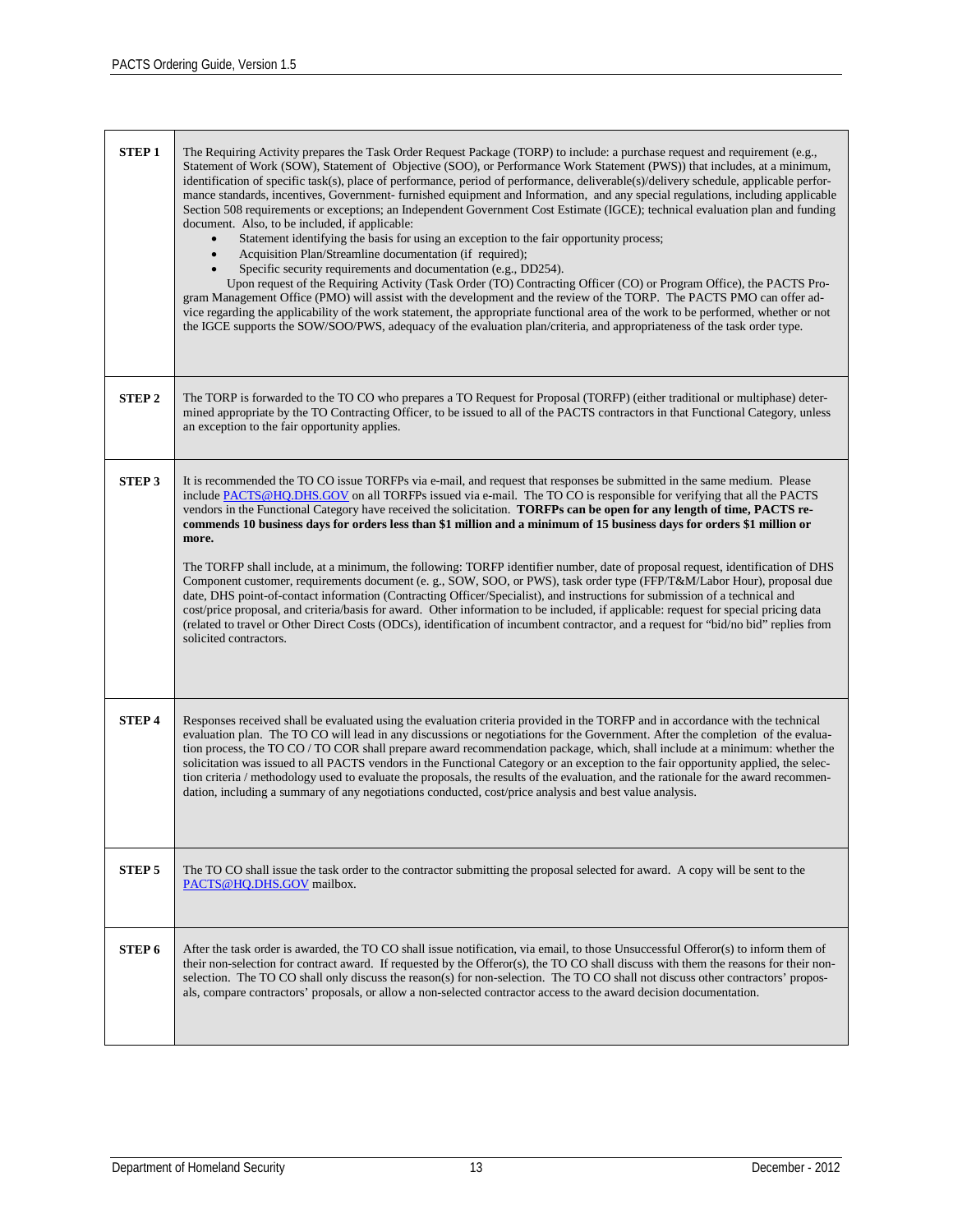| | |
|---|---|
| **STEP 1** | The Requiring Activity prepares the Task Order Request Package (TORP) to include: a purchase request and requirement (e.g., Statement of Work (SOW), Statement of Objective (SOO), or Performance Work Statement (PWS)) that includes, at a minimum, identification of specific task(s), place of performance, period of performance, deliverable(s)/delivery schedule, applicable performance standards, incentives, Government- furnished equipment and Information, and any special regulations, including applicable Section 508 requirements or exceptions; an Independent Government Cost Estimate (IGCE); technical evaluation plan and funding document. Also, to be included, if applicable:<br>• Statement identifying the basis for using an exception to the fair opportunity process;<br>• Acquisition Plan/Streamline documentation (if required);<br>• Specific security requirements and documentation (e.g., DD254).<br>Upon request of the Requiring Activity (Task Order (TO) Contracting Officer (CO) or Program Office), the PACTS Program Management Office (PMO) will assist with the development and the review of the TORP. The PACTS PMO can offer advice regarding the applicability of the work statement, the appropriate functional area of the work to be performed, whether or not the IGCE supports the SOW/SOO/PWS, adequacy of the evaluation plan/criteria, and appropriateness of the task order type. |
| **STEP 2** | The TORP is forwarded to the TO CO who prepares a TO Request for Proposal (TORFP) (either traditional or multiphase) determined appropriate by the TO Contracting Officer, to be issued to all of the PACTS contractors in that Functional Category, unless an exception to the fair opportunity applies. |
| **STEP 3** | It is recommended the TO CO issue TORFPs via e-mail, and request that responses be submitted in the same medium. Please include PACTS@HQ.DHS.GOV on all TORFPs issued via e-mail. The TO CO is responsible for verifying that all the PACTS vendors in the Functional Category have received the solicitation. **TORFPs can be open for any length of time, PACTS recommends 10 business days for orders less than $1 million and a minimum of 15 business days for orders $1 million or more.**<br><br>The TORFP shall include, at a minimum, the following: TORFP identifier number, date of proposal request, identification of DHS Component customer, requirements document (e. g., SOW, SOO, or PWS), task order type (FFP/T&M/Labor Hour), proposal due date, DHS point-of-contact information (Contracting Officer/Specialist), and instructions for submission of a technical and cost/price proposal, and criteria/basis for award. Other information to be included, if applicable: request for special pricing data (related to travel or Other Direct Costs (ODCs), identification of incumbent contractor, and a request for "bid/no bid" replies from solicited contractors. |
| **STEP 4** | Responses received shall be evaluated using the evaluation criteria provided in the TORFP and in accordance with the technical evaluation plan. The TO CO will lead in any discussions or negotiations for the Government. After the completion of the evaluation process, the TO CO / TO COR shall prepare award recommendation package, which, shall include at a minimum: whether the solicitation was issued to all PACTS vendors in the Functional Category or an exception to the fair opportunity applied, the selection criteria / methodology used to evaluate the proposals, the results of the evaluation, and the rationale for the award recommendation, including a summary of any negotiations conducted, cost/price analysis and best value analysis. |
| **STEP 5** | The TO CO shall issue the task order to the contractor submitting the proposal selected for award. A copy will be sent to the PACTS@HQ.DHS.GOV mailbox. |
| **STEP 6** | After the task order is awarded, the TO CO shall issue notification, via email, to those Unsuccessful Offeror(s) to inform them of their non-selection for contract award. If requested by the Offeror(s), the TO CO shall discuss with them the reasons for their non-selection. The TO CO shall only discuss the reason(s) for non-selection. The TO CO shall not discuss other contractors' proposals, compare contractors' proposals, or allow a non-selected contractor access to the award decision documentation. |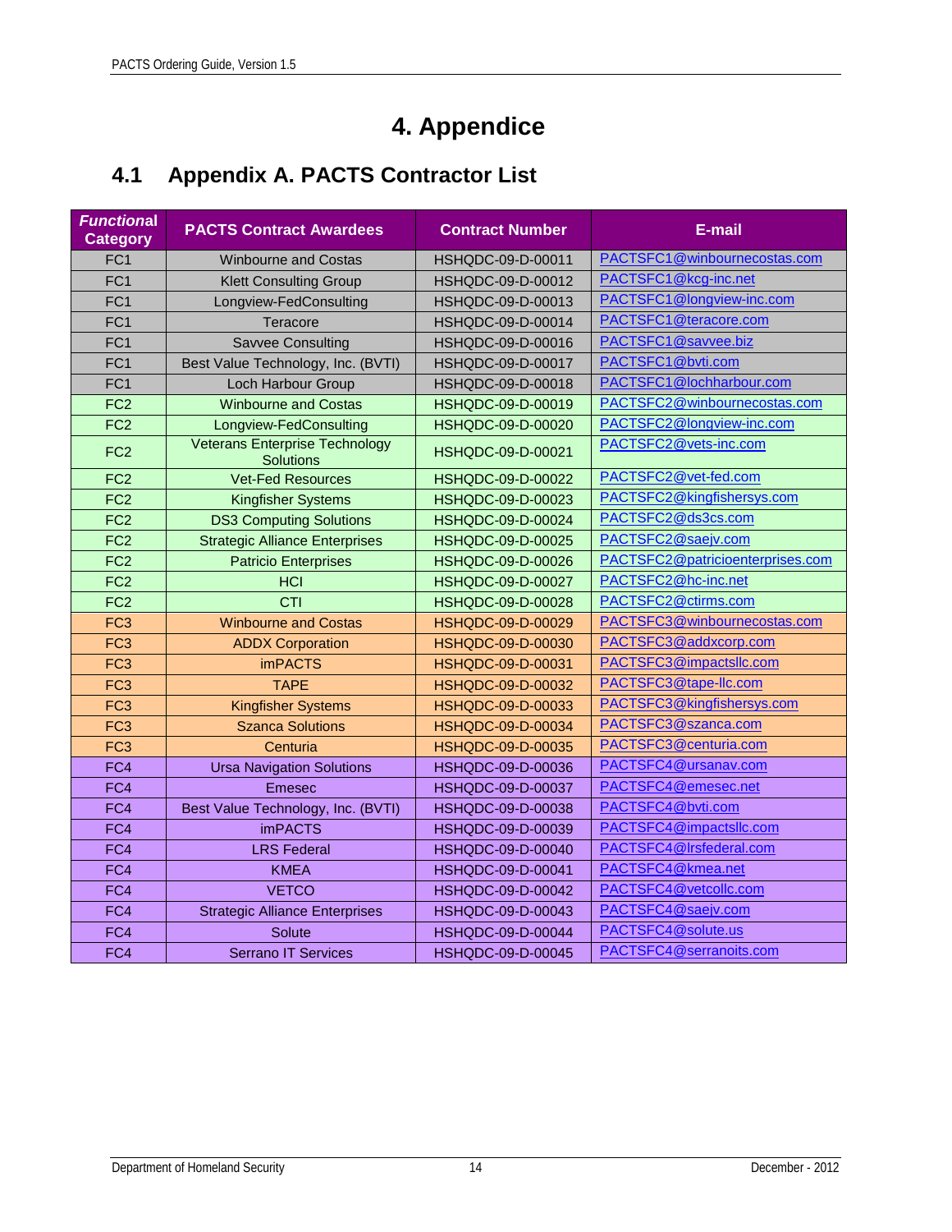# 4. Appendice

## 4.1 Appendix A. PACTS Contractor List

| *Functional Category* | PACTS Contract Awardees | Contract Number | E-mail |
|---|---|---|---|
| FC1 | Winbourne and Costas | HSHQDC-09-D-00011 | PACTSFC1@winbournecostas.com |
| FC1 | Klett Consulting Group | HSHQDC-09-D-00012 | PACTSFC1@kcg-inc.net |
| FC1 | Longview-FedConsulting | HSHQDC-09-D-00013 | PACTSFC1@longview-inc.com |
| FC1 | Teracore | HSHQDC-09-D-00014 | PACTSFC1@teracore.com |
| FC1 | Savvee Consulting | HSHQDC-09-D-00016 | PACTSFC1@savvee.biz |
| FC1 | Best Value Technology, Inc. (BVTI) | HSHQDC-09-D-00017 | PACTSFC1@bvti.com |
| FC1 | Loch Harbour Group | HSHQDC-09-D-00018 | PACTSFC1@lochharbour.com |
| FC2 | Winbourne and Costas | HSHQDC-09-D-00019 | PACTSFC2@winbournecostas.com |
| FC2 | Longview-FedConsulting | HSHQDC-09-D-00020 | PACTSFC2@longview-inc.com |
| FC2 | Veterans Enterprise Technology Solutions | HSHQDC-09-D-00021 | PACTSFC2@vets-inc.com |
| FC2 | Vet-Fed Resources | HSHQDC-09-D-00022 | PACTSFC2@vet-fed.com |
| FC2 | Kingfisher Systems | HSHQDC-09-D-00023 | PACTSFC2@kingfishersys.com |
| FC2 | DS3 Computing Solutions | HSHQDC-09-D-00024 | PACTSFC2@ds3cs.com |
| FC2 | Strategic Alliance Enterprises | HSHQDC-09-D-00025 | PACTSFC2@saejv.com |
| FC2 | Patricio Enterprises | HSHQDC-09-D-00026 | PACTSFC2@patricioenterprises.com |
| FC2 | HCI | HSHQDC-09-D-00027 | PACTSFC2@hc-inc.net |
| FC2 | CTI | HSHQDC-09-D-00028 | PACTSFC2@ctirms.com |
| FC3 | Winbourne and Costas | HSHQDC-09-D-00029 | PACTSFC3@winbournecostas.com |
| FC3 | ADDX Corporation | HSHQDC-09-D-00030 | PACTSFC3@addxcorp.com |
| FC3 | imPACTS | HSHQDC-09-D-00031 | PACTSFC3@impactsllc.com |
| FC3 | TAPE | HSHQDC-09-D-00032 | PACTSFC3@tape-llc.com |
| FC3 | Kingfisher Systems | HSHQDC-09-D-00033 | PACTSFC3@kingfishersys.com |
| FC3 | Szanca Solutions | HSHQDC-09-D-00034 | PACTSFC3@szanca.com |
| FC3 | Centuria | HSHQDC-09-D-00035 | PACTSFC3@centuria.com |
| FC4 | Ursa Navigation Solutions | HSHQDC-09-D-00036 | PACTSFC4@ursanav.com |
| FC4 | Emesec | HSHQDC-09-D-00037 | PACTSFC4@emesec.net |
| FC4 | Best Value Technology, Inc. (BVTI) | HSHQDC-09-D-00038 | PACTSFC4@bvti.com |
| FC4 | imPACTS | HSHQDC-09-D-00039 | PACTSFC4@impactsllc.com |
| FC4 | LRS Federal | HSHQDC-09-D-00040 | PACTSFC4@lrsfederal.com |
| FC4 | KMEA | HSHQDC-09-D-00041 | PACTSFC4@kmea.net |
| FC4 | VETCO | HSHQDC-09-D-00042 | PACTSFC4@vetcollc.com |
| FC4 | Strategic Alliance Enterprises | HSHQDC-09-D-00043 | PACTSFC4@saejv.com |
| FC4 | Solute | HSHQDC-09-D-00044 | PACTSFC4@solute.us |
| FC4 | Serrano IT Services | HSHQDC-09-D-00045 | PACTSFC4@serranoits.com |